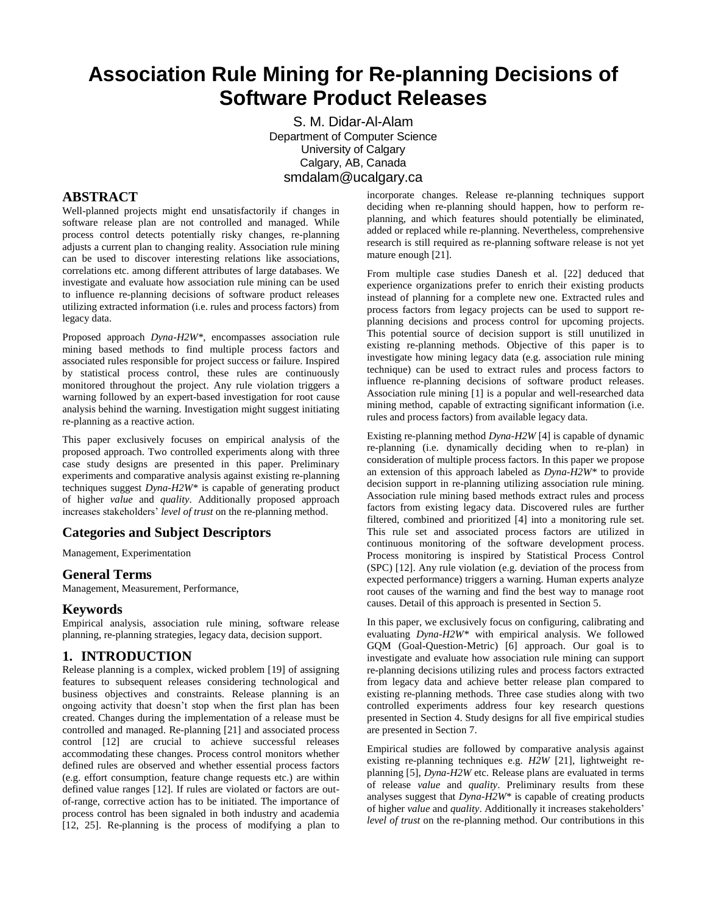# Association Rule Mining for Re-planning Decisions of Software Product Releases

S. M. Didar-Al-Alam
Department of Computer Science
University of Calgary
Calgary, AB, Canada
smdalam@ucalgary.ca

## ABSTRACT

Well-planned projects might end unsatisfactorily if changes in software release plan are not controlled and managed. While process control detects potentially risky changes, re-planning adjusts a current plan to changing reality. Association rule mining can be used to discover interesting relations like associations, correlations etc. among different attributes of large databases. We investigate and evaluate how association rule mining can be used to influence re-planning decisions of software product releases utilizing extracted information (i.e. rules and process factors) from legacy data.

Proposed approach *Dyna-H2W\**, encompasses association rule mining based methods to find multiple process factors and associated rules responsible for project success or failure. Inspired by statistical process control, these rules are continuously monitored throughout the project. Any rule violation triggers a warning followed by an expert-based investigation for root cause analysis behind the warning. Investigation might suggest initiating re-planning as a reactive action.

This paper exclusively focuses on empirical analysis of the proposed approach. Two controlled experiments along with three case study designs are presented in this paper. Preliminary experiments and comparative analysis against existing re-planning techniques suggest *Dyna-H2W\** is capable of generating product of higher *value* and *quality*. Additionally proposed approach increases stakeholders' *level of trust* on the re-planning method.

## Categories and Subject Descriptors

Management, Experimentation

## General Terms

Management, Measurement, Performance,

## Keywords

Empirical analysis, association rule mining, software release planning, re-planning strategies, legacy data, decision support.

## 1. INTRODUCTION

Release planning is a complex, wicked problem [19] of assigning features to subsequent releases considering technological and business objectives and constraints. Release planning is an ongoing activity that doesn't stop when the first plan has been created. Changes during the implementation of a release must be controlled and managed. Re-planning [21] and associated process control [12] are crucial to achieve successful releases accommodating these changes. Process control monitors whether defined rules are observed and whether essential process factors (e.g. effort consumption, feature change requests etc.) are within defined value ranges [12]. If rules are violated or factors are out-of-range, corrective action has to be initiated. The importance of process control has been signaled in both industry and academia [12, 25]. Re-planning is the process of modifying a plan to incorporate changes. Release re-planning techniques support deciding when re-planning should happen, how to perform re-planning, and which features should potentially be eliminated, added or replaced while re-planning. Nevertheless, comprehensive research is still required as re-planning software release is not yet mature enough [21].

From multiple case studies Danesh et al. [22] deduced that experience organizations prefer to enrich their existing products instead of planning for a complete new one. Extracted rules and process factors from legacy projects can be used to support re-planning decisions and process control for upcoming projects. This potential source of decision support is still unutilized in existing re-planning methods. Objective of this paper is to investigate how mining legacy data (e.g. association rule mining technique) can be used to extract rules and process factors to influence re-planning decisions of software product releases. Association rule mining [1] is a popular and well-researched data mining method, capable of extracting significant information (i.e. rules and process factors) from available legacy data.

Existing re-planning method *Dyna-H2W* [4] is capable of dynamic re-planning (i.e. dynamically deciding when to re-plan) in consideration of multiple process factors. In this paper we propose an extension of this approach labeled as *Dyna-H2W\** to provide decision support in re-planning utilizing association rule mining. Association rule mining based methods extract rules and process factors from existing legacy data. Discovered rules are further filtered, combined and prioritized [4] into a monitoring rule set. This rule set and associated process factors are utilized in continuous monitoring of the software development process. Process monitoring is inspired by Statistical Process Control (SPC) [12]. Any rule violation (e.g. deviation of the process from expected performance) triggers a warning. Human experts analyze root causes of the warning and find the best way to manage root causes. Detail of this approach is presented in Section 5.

In this paper, we exclusively focus on configuring, calibrating and evaluating *Dyna-H2W\** with empirical analysis. We followed GQM (Goal-Question-Metric) [6] approach. Our goal is to investigate and evaluate how association rule mining can support re-planning decisions utilizing rules and process factors extracted from legacy data and achieve better release plan compared to existing re-planning methods. Three case studies along with two controlled experiments address four key research questions presented in Section 4. Study designs for all five empirical studies are presented in Section 7.

Empirical studies are followed by comparative analysis against existing re-planning techniques e.g. *H2W* [21], lightweight re-planning [5], *Dyna-H2W* etc. Release plans are evaluated in terms of release *value* and *quality*. Preliminary results from these analyses suggest that *Dyna-H2W\** is capable of creating products of higher *value* and *quality*. Additionally it increases stakeholders' *level of trust* on the re-planning method. Our contributions in this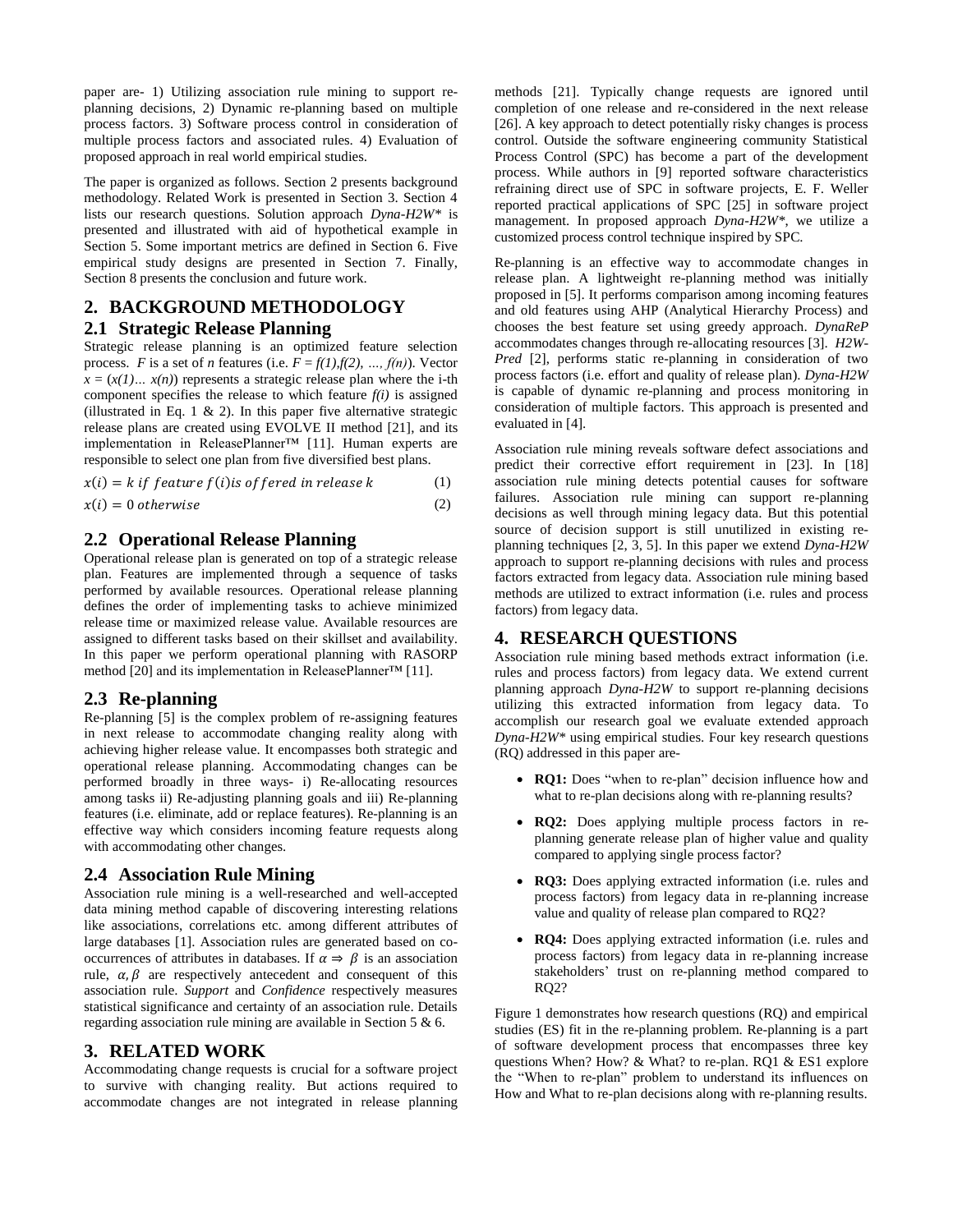paper are- 1) Utilizing association rule mining to support re-planning decisions, 2) Dynamic re-planning based on multiple process factors. 3) Software process control in consideration of multiple process factors and associated rules. 4) Evaluation of proposed approach in real world empirical studies.

The paper is organized as follows. Section 2 presents background methodology. Related Work is presented in Section 3. Section 4 lists our research questions. Solution approach *Dyna-H2W\** is presented and illustrated with aid of hypothetical example in Section 5. Some important metrics are defined in Section 6. Five empirical study designs are presented in Section 7. Finally, Section 8 presents the conclusion and future work.

## 2. BACKGROUND METHODOLOGY

### 2.1 Strategic Release Planning

Strategic release planning is an optimized feature selection process. *F* is a set of *n* features (i.e. $F = f(1), f(2), \ldots, f(n)$). Vector $x = (x(1) \ldots x(n))$ represents a strategic release plan where the i-th component specifies the release to which feature $f(i)$ is assigned (illustrated in Eq. 1 & 2). In this paper five alternative strategic release plans are created using EVOLVE II method [21], and its implementation in ReleasePlanner™ [11]. Human experts are responsible to select one plan from five diversified best plans.

$$x(i) = k \text{ if feature } f(i) \text{ is offered in release } k \quad (1)$$

$$x(i) = 0 \text{ otherwise} \quad (2)$$

### 2.2 Operational Release Planning

Operational release plan is generated on top of a strategic release plan. Features are implemented through a sequence of tasks performed by available resources. Operational release planning defines the order of implementing tasks to achieve minimized release time or maximized release value. Available resources are assigned to different tasks based on their skillset and availability. In this paper we perform operational planning with RASORP method [20] and its implementation in ReleasePlanner™ [11].

### 2.3 Re-planning

Re-planning [5] is the complex problem of re-assigning features in next release to accommodate changing reality along with achieving higher release value. It encompasses both strategic and operational release planning. Accommodating changes can be performed broadly in three ways- i) Re-allocating resources among tasks ii) Re-adjusting planning goals and iii) Re-planning features (i.e. eliminate, add or replace features). Re-planning is an effective way which considers incoming feature requests along with accommodating other changes.

### 2.4 Association Rule Mining

Association rule mining is a well-researched and well-accepted data mining method capable of discovering interesting relations like associations, correlations etc. among different attributes of large databases [1]. Association rules are generated based on co-occurrences of attributes in databases. If $\alpha \Rightarrow \beta$ is an association rule, $\alpha, \beta$ are respectively antecedent and consequent of this association rule. *Support* and *Confidence* respectively measures statistical significance and certainty of an association rule. Details regarding association rule mining are available in Section 5 & 6.

## 3. RELATED WORK

Accommodating change requests is crucial for a software project to survive with changing reality. But actions required to accommodate changes are not integrated in release planning methods [21]. Typically change requests are ignored until completion of one release and re-considered in the next release [26]. A key approach to detect potentially risky changes is process control. Outside the software engineering community Statistical Process Control (SPC) has become a part of the development process. While authors in [9] reported software characteristics refraining direct use of SPC in software projects, E. F. Weller reported practical applications of SPC [25] in software project management. In proposed approach *Dyna-H2W\**, we utilize a customized process control technique inspired by SPC.

Re-planning is an effective way to accommodate changes in release plan. A lightweight re-planning method was initially proposed in [5]. It performs comparison among incoming features and old features using AHP (Analytical Hierarchy Process) and chooses the best feature set using greedy approach. *DynaReP* accommodates changes through re-allocating resources [3]. *H2W-Pred* [2], performs static re-planning in consideration of two process factors (i.e. effort and quality of release plan). *Dyna-H2W* is capable of dynamic re-planning and process monitoring in consideration of multiple factors. This approach is presented and evaluated in [4].

Association rule mining reveals software defect associations and predict their corrective effort requirement in [23]. In [18] association rule mining detects potential causes for software failures. Association rule mining can support re-planning decisions as well through mining legacy data. But this potential source of decision support is still unutilized in existing re-planning techniques [2, 3, 5]. In this paper we extend *Dyna-H2W* approach to support re-planning decisions with rules and process factors extracted from legacy data. Association rule mining based methods are utilized to extract information (i.e. rules and process factors) from legacy data.

## 4. RESEARCH QUESTIONS

Association rule mining based methods extract information (i.e. rules and process factors) from legacy data. We extend current planning approach *Dyna-H2W* to support re-planning decisions utilizing this extracted information from legacy data. To accomplish our research goal we evaluate extended approach *Dyna-H2W\** using empirical studies. Four key research questions (RQ) addressed in this paper are-

- **RQ1:** Does "when to re-plan" decision influence how and what to re-plan decisions along with re-planning results?
- **RQ2:** Does applying multiple process factors in re-planning generate release plan of higher value and quality compared to applying single process factor?
- **RQ3:** Does applying extracted information (i.e. rules and process factors) from legacy data in re-planning increase value and quality of release plan compared to RQ2?
- **RQ4:** Does applying extracted information (i.e. rules and process factors) from legacy data in re-planning increase stakeholders' trust on re-planning method compared to RQ2?

Figure 1 demonstrates how research questions (RQ) and empirical studies (ES) fit in the re-planning problem. Re-planning is a part of software development process that encompasses three key questions When? How? & What? to re-plan. RQ1 & ES1 explore the "When to re-plan" problem to understand its influences on How and What to re-plan decisions along with re-planning results.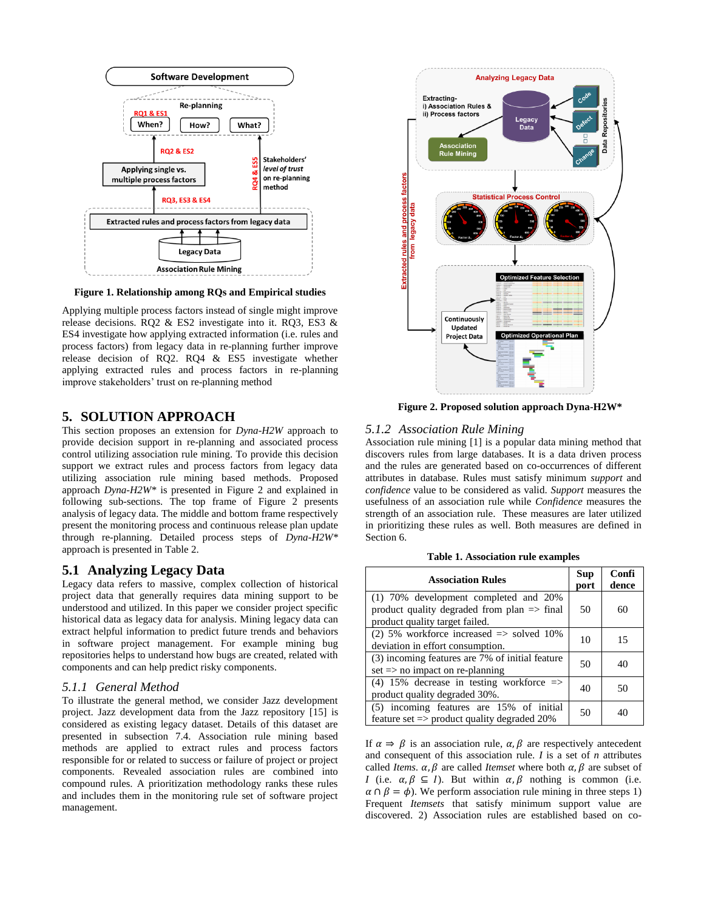Software Development

Re-planning

RQ1 & ES1

When?

How?

What?

RQ2 & ES2

Applying single vs. multiple process factors

RQ4 & ES5

Stakeholders' *level of trust* on re-planning method

RQ3, ES3 & ES4

Extracted rules and process factors from legacy data

Legacy Data

Association Rule Mining

**Figure 1. Relationship among RQs and Empirical studies**

Applying multiple process factors instead of single might improve release decisions. RQ2 & ES2 investigate into it. RQ3, ES3 & ES4 investigate how applying extracted information (i.e. rules and process factors) from legacy data in re-planning further improve release decision of RQ2. RQ4 & ES5 investigate whether applying extracted rules and process factors in re-planning improve stakeholders' trust on re-planning method

## 5. SOLUTION APPROACH

This section proposes an extension for *Dyna-H2W* approach to provide decision support in re-planning and associated process control utilizing association rule mining. To provide this decision support we extract rules and process factors from legacy data utilizing association rule mining based methods. Proposed approach *Dyna-H2W\** is presented in Figure 2 and explained in following sub-sections. The top frame of Figure 2 presents analysis of legacy data. The middle and bottom frame respectively present the monitoring process and continuous release plan update through re-planning. Detailed process steps of *Dyna-H2W\** approach is presented in Table 2.

### 5.1 Analyzing Legacy Data

Legacy data refers to massive, complex collection of historical project data that generally requires data mining support to be understood and utilized. In this paper we consider project specific historical data as legacy data for analysis. Mining legacy data can extract helpful information to predict future trends and behaviors in software project management. For example mining bug repositories helps to understand how bugs are created, related with components and can help predict risky components.

#### 5.1.1 General Method

To illustrate the general method, we consider Jazz development project. Jazz development data from the Jazz repository [15] is considered as existing legacy dataset. Details of this dataset are presented in subsection 7.4. Association rule mining based methods are applied to extract rules and process factors responsible for or related to success or failure of project or project components. Revealed association rules are combined into compound rules. A prioritization methodology ranks these rules and includes them in the monitoring rule set of software project management.

Analyzing Legacy Data

Extracting-
i) Association Rules &
ii) Process factors

Legacy Data

Association Rule Mining

Code

Defect

Change

Data Repositories

Extracted rules and process factors from legacy data

Statistical Process Control

Optimized Feature Selection

Continuously Updated Project Data

Optimized Operational Plan

**Figure 2. Proposed solution approach Dyna-H2W\***

#### 5.1.2 Association Rule Mining

Association rule mining [1] is a popular data mining method that discovers rules from large databases. It is a data driven process and the rules are generated based on co-occurrences of different attributes in database. Rules must satisfy minimum *support* and *confidence* value to be considered as valid. *Support* measures the usefulness of an association rule while *Confidence* measures the strength of an association rule. These measures are later utilized in prioritizing these rules as well. Both measures are defined in Section 6.

**Table 1. Association rule examples**

| Association Rules | Support | Confidence |
|---|---|---|
| (1) 70% development completed and 20% product quality degraded from plan => final product quality target failed. | 50 | 60 |
| (2) 5% workforce increased => solved 10% deviation in effort consumption. | 10 | 15 |
| (3) incoming features are 7% of initial feature set => no impact on re-planning | 50 | 40 |
| (4) 15% decrease in testing workforce => product quality degraded 30%. | 40 | 50 |
| (5) incoming features are 15% of initial feature set => product quality degraded 20% | 50 | 40 |

If $\alpha \Rightarrow \beta$ is an association rule, $\alpha, \beta$ are respectively antecedent and consequent of this association rule. $I$ is a set of $n$ attributes called *Items*. $\alpha, \beta$ are called *Itemset* where both $\alpha, \beta$ are subset of $I$ (i.e. $\alpha, \beta \subseteq I$). But within $\alpha, \beta$ nothing is common (i.e. $\alpha \cap \beta = \phi$). We perform association rule mining in three steps 1) Frequent *Itemsets* that satisfy minimum support value are discovered. 2) Association rules are established based on co-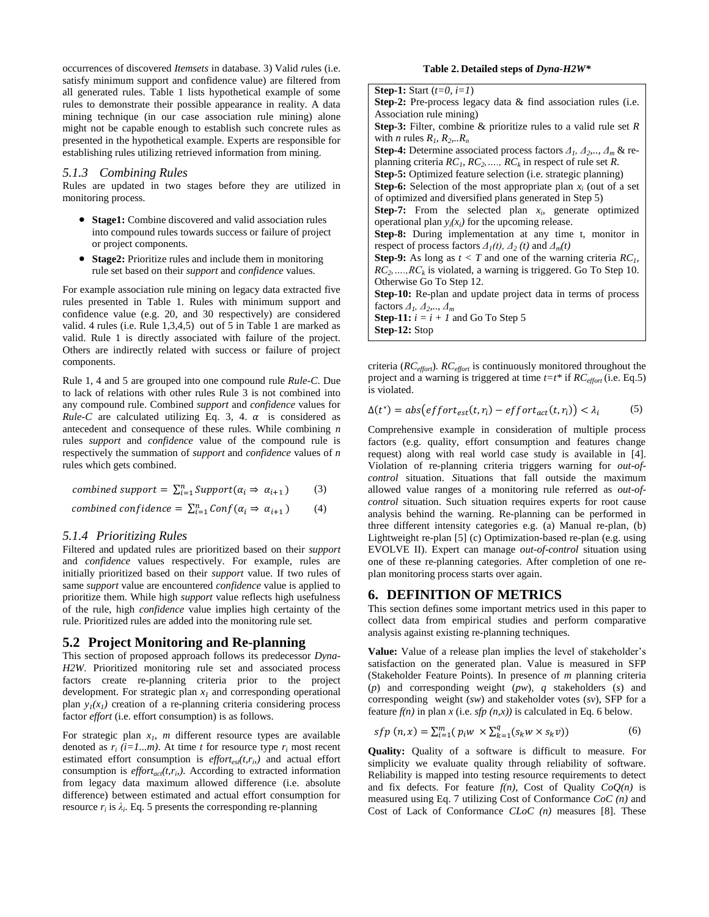occurrences of discovered *Itemsets* in database. 3) Valid *r*ules (i.e. satisfy minimum support and confidence value) are filtered from all generated rules. Table 1 lists hypothetical example of some rules to demonstrate their possible appearance in reality. A data mining technique (in our case association rule mining) alone might not be capable enough to establish such concrete rules as presented in the hypothetical example. Experts are responsible for establishing rules utilizing retrieved information from mining.

### *5.1.3 Combining Rules*

Rules are updated in two stages before they are utilized in monitoring process.

- **Stage1:** Combine discovered and valid association rules into compound rules towards success or failure of project or project components.
- **Stage2:** Prioritize rules and include them in monitoring rule set based on their *support* and *confidence* values.

For example association rule mining on legacy data extracted five rules presented in Table 1. Rules with minimum support and confidence value (e.g. 20, and 30 respectively) are considered valid. 4 rules (i.e. Rule 1,3,4,5) out of 5 in Table 1 are marked as valid. Rule 1 is directly associated with failure of the project. Others are indirectly related with success or failure of project components.

Rule 1, 4 and 5 are grouped into one compound rule *Rule-C.* Due to lack of relations with other rules Rule 3 is not combined into any compound rule. Combined *support* and *confidence* values for *Rule-C* are calculated utilizing Eq. 3, 4. $\alpha$ is considered as antecedent and consequence of these rules. While combining *n* rules *support* and *confidence* value of the compound rule is respectively the summation of *support* and *confidence* values of *n* rules which gets combined.

$$combined\ support = \sum_{i=1}^{n} Support(\alpha_i \Rightarrow \alpha_{i+1}) \qquad (3)$$

$$combined\ confidence = \sum_{i=1}^{n} Conf(\alpha_i \Rightarrow \alpha_{i+1}) \qquad (4)$$

### *5.1.4 Prioritizing Rules*

Filtered and updated rules are prioritized based on their *support* and *confidence* values respectively. For example, rules are initially prioritized based on their *support* value. If two rules of same *support* value are encountered *confidence* value is applied to prioritize them. While high *support* value reflects high usefulness of the rule, high *confidence* value implies high certainty of the rule. Prioritized rules are added into the monitoring rule set.

## 5.2 Project Monitoring and Re-planning

This section of proposed approach follows its predecessor *Dyna-H2W*. Prioritized monitoring rule set and associated process factors create re-planning criteria prior to the project development. For strategic plan $x_1$ and corresponding operational plan $y_1(x_1)$ creation of a re-planning criteria considering process factor *effort* (i.e. effort consumption) is as follows.

For strategic plan $x_1$, *m* different resource types are available denoted as $r_i$ $(i=1...m)$. At time *t* for resource type $r_i$ most recent estimated effort consumption is $effort_{est}(t,r_i)$ and actual effort consumption is $effort_{act}(t,r_i)$. According to extracted information from legacy data maximum allowed difference (i.e. absolute difference) between estimated and actual effort consumption for resource $r_i$ is $\lambda_i$. Eq. 5 presents the corresponding re-planning criteria ($RC_{effort}$). $RC_{effort}$ is continuously monitored throughout the project and a warning is triggered at time $t=t^*$ if $RC_{effort}$ (i.e. Eq.5) is violated.

**Table 2. Detailed steps of *Dyna-H2W****

| |
|---|
| **Step-1:** Start ($t=0$, $i=1$) |
| **Step-2:** Pre-process legacy data & find association rules (i.e. Association rule mining) |
| **Step-3:** Filter, combine & prioritize rules to a valid rule set *R* with *n* rules $R_1, R_2,..R_n$ |
| **Step-4:** Determine associated process factors $\Delta_1, \Delta_2,.., \Delta_m$ & re-planning criteria $RC_1, RC_2, ...., RC_k$ in respect of rule set *R*. |
| **Step-5:** Optimized feature selection (i.e. strategic planning) |
| **Step-6:** Selection of the most appropriate plan $x_i$ (out of a set of optimized and diversified plans generated in Step 5) |
| **Step-7:** From the selected plan $x_i$, generate optimized operational plan $y_i(x_i)$ for the upcoming release. |
| **Step-8:** During implementation at any time t, monitor in respect of process factors $\Delta_1(t)$, $\Delta_2(t)$ and $\Delta_m(t)$ |
| **Step-9:** As long as $t < T$ and one of the warning criteria $RC_1, RC_2, ...., RC_k$ is violated, a warning is triggered. Go To Step 10. Otherwise Go To Step 12. |
| **Step-10:** Re-plan and update project data in terms of process factors $\Delta_1, \Delta_2,.., \Delta_m$ |
| **Step-11:** $i = i + 1$ and Go To Step 5 |
| **Step-12:** Stop |

$$\Delta(t^*) = abs\big(effort_{est}(t,r_i) - effort_{act}(t,r_i)\big) < \lambda_i \qquad (5)$$

Comprehensive example in consideration of multiple process factors (e.g. quality, effort consumption and features change request) along with real world case study is available in [4]. Violation of re-planning criteria triggers warning for *out-of-control* situation. *S*ituations that fall outside the maximum allowed value ranges of a monitoring rule referred as *out-of-control* situation. Such situation requires experts for root cause analysis behind the warning. Re-planning can be performed in three different intensity categories e.g. (a) Manual re-plan, (b) Lightweight re-plan [5] (c) Optimization-based re-plan (e.g. using EVOLVE II). Expert can manage *out-of-control* situation using one of these re-planning categories. After completion of one re-plan monitoring process starts over again.

# 6. DEFINITION OF METRICS

This section defines some important metrics used in this paper to collect data from empirical studies and perform comparative analysis against existing re-planning techniques.

**Value:** Value of a release plan implies the level of stakeholder's satisfaction on the generated plan. Value is measured in SFP (Stakeholder Feature Points). In presence of *m* planning criteria (*p*) and corresponding weight (*pw*), *q* stakeholders (*s*) and corresponding weight (*sw*) and stakeholder votes (*sv*), SFP for a feature *f(n)* in plan *x* (i.e. *sfp (n,x)*) is calculated in Eq. 6 below.

$$sfp\ (n,x) = \sum_{i=1}^{m}( p_i w \times \sum_{k=1}^{q}(s_k w \times s_k v)) \qquad (6)$$

**Quality:** Quality of a software is difficult to measure. For simplicity we evaluate quality through reliability of software. Reliability is mapped into testing resource requirements to detect and fix defects. For feature *f(n)*, Cost of Quality *CoQ(n)* is measured using Eq. 7 utilizing Cost of Conformance *CoC (n)* and Cost of Lack of Conformance *CLoC (n)* measures [8]. These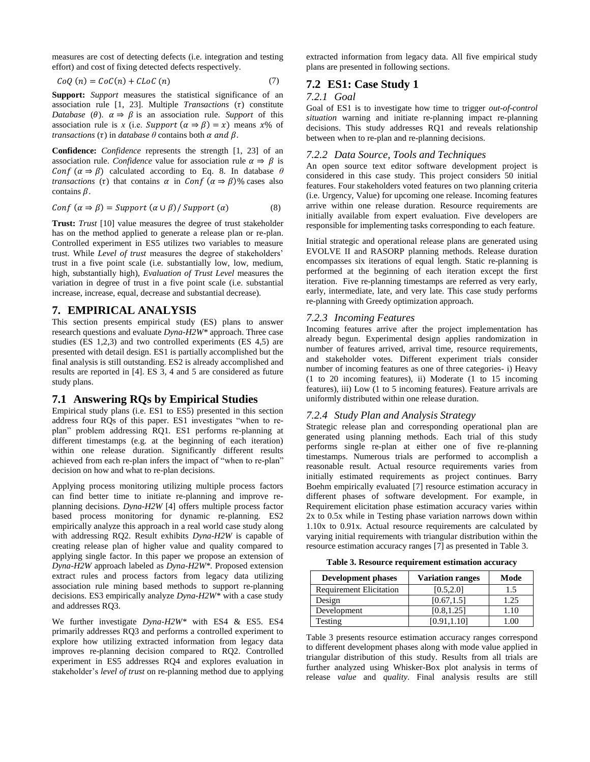measures are cost of detecting defects (i.e. integration and testing effort) and cost of fixing detected defects respectively.

$$CoQ\ (n) = CoC(n) + CLoC\ (n) \tag{7}$$

**Support:** *Support* measures the statistical significance of an association rule [1, 23]. Multiple *Transactions* ($\tau$) constitute *Database* ($\theta$). $\alpha \Rightarrow \beta$ is an association rule. *Support* of this association rule is *x* (i.e. $Support\ (\alpha \Rightarrow \beta) = x$) means $x$% of *transactions* ($\tau$) in *database* $\theta$ contains both $\alpha\ and\ \beta$.

**Confidence:** *Confidence* represents the strength [1, 23] of an association rule. *Confidence* value for association rule $\alpha \Rightarrow \beta$ is $Conf\ (\alpha \Rightarrow \beta)$ calculated according to Eq. 8. In database $\theta$ *transactions* ($\tau$) that contains $\alpha$ in $Conf\ (\alpha \Rightarrow \beta)$% cases also contains $\beta$.

$$Conf\ (\alpha \Rightarrow \beta) = Support\ (\alpha \cup \beta) / \ Support\ (\alpha) \tag{8}$$

**Trust:** *Trust* [10] value measures the degree of trust stakeholder has on the method applied to generate a release plan or re-plan. Controlled experiment in ES5 utilizes two variables to measure trust. While *Level of trust* measures the degree of stakeholders' trust in a five point scale (i.e. substantially low, low, medium, high, substantially high), *Evaluation of Trust Level* measures the variation in degree of trust in a five point scale (i.e. substantial increase, increase, equal, decrease and substantial decrease).

## 7. EMPIRICAL ANALYSIS

This section presents empirical study (ES) plans to answer research questions and evaluate *Dyna-H2W\** approach. Three case studies (ES 1,2,3) and two controlled experiments (ES 4,5) are presented with detail design. ES1 is partially accomplished but the final analysis is still outstanding. ES2 is already accomplished and results are reported in [4]. ES 3, 4 and 5 are considered as future study plans.

### 7.1 Answering RQs by Empirical Studies

Empirical study plans (i.e. ES1 to ES5) presented in this section address four RQs of this paper. ES1 investigates "when to re-plan" problem addressing RQ1. ES1 performs re-planning at different timestamps (e.g. at the beginning of each iteration) within one release duration. Significantly different results achieved from each re-plan infers the impact of "when to re-plan" decision on how and what to re-plan decisions.

Applying process monitoring utilizing multiple process factors can find better time to initiate re-planning and improve re-planning decisions. *Dyna-H2W* [4] offers multiple process factor based process monitoring for dynamic re-planning. ES2 empirically analyze this approach in a real world case study along with addressing RQ2. Result exhibits *Dyna-H2W* is capable of creating release plan of higher value and quality compared to applying single factor. In this paper we propose an extension of *Dyna-H2W* approach labeled as *Dyna-H2W\**. Proposed extension extract rules and process factors from legacy data utilizing association rule mining based methods to support re-planning decisions. ES3 empirically analyze *Dyna-H2W\** with a case study and addresses RQ3.

We further investigate *Dyna-H2W\** with ES4 & ES5. ES4 primarily addresses RQ3 and performs a controlled experiment to explore how utilizing extracted information from legacy data improves re-planning decision compared to RQ2. Controlled experiment in ES5 addresses RQ4 and explores evaluation in stakeholder's *level of trust* on re-planning method due to applying extracted information from legacy data. All five empirical study plans are presented in following sections.

### 7.2 ES1: Case Study 1

#### 7.2.1 Goal

Goal of ES1 is to investigate how time to trigger *out-of-control situation* warning and initiate re-planning impact re-planning decisions. This study addresses RQ1 and reveals relationship between when to re-plan and re-planning decisions.

#### 7.2.2 Data Source, Tools and Techniques

An open source text editor software development project is considered in this case study. This project considers 50 initial features. Four stakeholders voted features on two planning criteria (i.e. Urgency, Value) for upcoming one release. Incoming features arrive within one release duration. Resource requirements are initially available from expert evaluation. Five developers are responsible for implementing tasks corresponding to each feature.

Initial strategic and operational release plans are generated using EVOLVE II and RASORP planning methods. Release duration encompasses six iterations of equal length. Static re-planning is performed at the beginning of each iteration except the first iteration. Five re-planning timestamps are referred as very early, early, intermediate, late, and very late. This case study performs re-planning with Greedy optimization approach.

#### 7.2.3 Incoming Features

Incoming features arrive after the project implementation has already begun. Experimental design applies randomization in number of features arrived, arrival time, resource requirements, and stakeholder votes. Different experiment trials consider number of incoming features as one of three categories- i) Heavy (1 to 20 incoming features), ii) Moderate (1 to 15 incoming features), iii) Low (1 to 5 incoming features). Feature arrivals are uniformly distributed within one release duration.

#### 7.2.4 Study Plan and Analysis Strategy

Strategic release plan and corresponding operational plan are generated using planning methods. Each trial of this study performs single re-plan at either one of five re-planning timestamps. Numerous trials are performed to accomplish a reasonable result. Actual resource requirements varies from initially estimated requirements as project continues. Barry Boehm empirically evaluated [7] resource estimation accuracy in different phases of software development. For example, in Requirement elicitation phase estimation accuracy varies within 2x to 0.5x while in Testing phase variation narrows down within 1.10x to 0.91x. Actual resource requirements are calculated by varying initial requirements with triangular distribution within the resource estimation accuracy ranges [7] as presented in Table 3.

**Table 3. Resource requirement estimation accuracy**

| Development phases | Variation ranges | Mode |
|---|---|---|
| Requirement Elicitation | [0.5,2.0] | 1.5 |
| Design | [0.67,1.5] | 1.25 |
| Development | [0.8,1.25] | 1.10 |
| Testing | [0.91,1.10] | 1.00 |

Table 3 presents resource estimation accuracy ranges correspond to different development phases along with mode value applied in triangular distribution of this study. Results from all trials are further analyzed using Whisker-Box plot analysis in terms of release *value* and *quality*. Final analysis results are still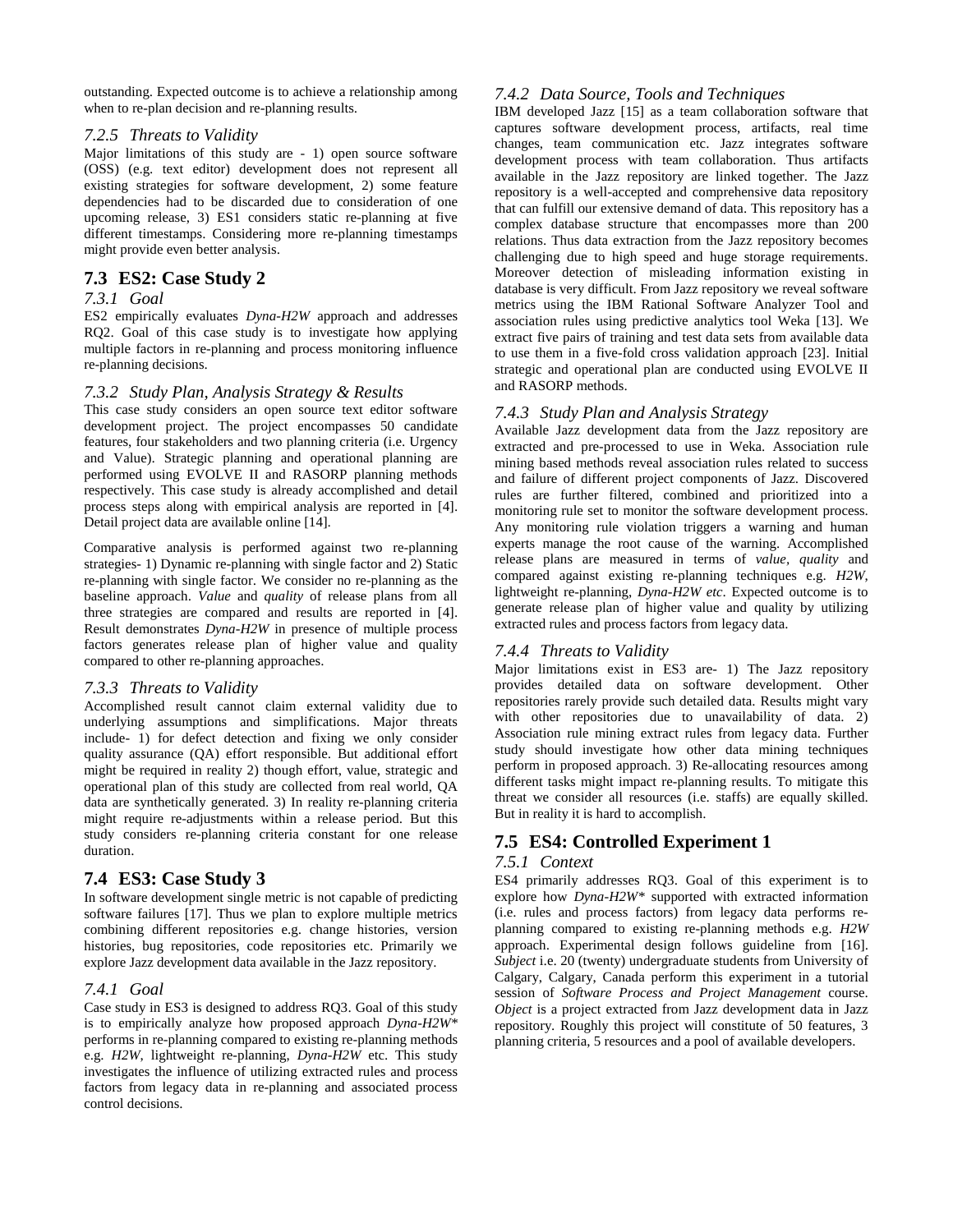outstanding. Expected outcome is to achieve a relationship among when to re-plan decision and re-planning results.

### *7.2.5 Threats to Validity*

Major limitations of this study are - 1) open source software (OSS) (e.g. text editor) development does not represent all existing strategies for software development, 2) some feature dependencies had to be discarded due to consideration of one upcoming release, 3) ES1 considers static re-planning at five different timestamps. Considering more re-planning timestamps might provide even better analysis.

## 7.3 ES2: Case Study 2

### *7.3.1 Goal*

ES2 empirically evaluates *Dyna-H2W* approach and addresses RQ2. Goal of this case study is to investigate how applying multiple factors in re-planning and process monitoring influence re-planning decisions.

### *7.3.2 Study Plan, Analysis Strategy & Results*

This case study considers an open source text editor software development project. The project encompasses 50 candidate features, four stakeholders and two planning criteria (i.e. Urgency and Value). Strategic planning and operational planning are performed using EVOLVE II and RASORP planning methods respectively. This case study is already accomplished and detail process steps along with empirical analysis are reported in [4]. Detail project data are available online [14].

Comparative analysis is performed against two re-planning strategies- 1) Dynamic re-planning with single factor and 2) Static re-planning with single factor. We consider no re-planning as the baseline approach. *Value* and *quality* of release plans from all three strategies are compared and results are reported in [4]. Result demonstrates *Dyna-H2W* in presence of multiple process factors generates release plan of higher value and quality compared to other re-planning approaches.

### *7.3.3 Threats to Validity*

Accomplished result cannot claim external validity due to underlying assumptions and simplifications. Major threats include- 1) for defect detection and fixing we only consider quality assurance (QA) effort responsible. But additional effort might be required in reality 2) though effort, value, strategic and operational plan of this study are collected from real world, QA data are synthetically generated. 3) In reality re-planning criteria might require re-adjustments within a release period. But this study considers re-planning criteria constant for one release duration.

## 7.4 ES3: Case Study 3

In software development single metric is not capable of predicting software failures [17]. Thus we plan to explore multiple metrics combining different repositories e.g. change histories, version histories, bug repositories, code repositories etc. Primarily we explore Jazz development data available in the Jazz repository.

### *7.4.1 Goal*

Case study in ES3 is designed to address RQ3. Goal of this study is to empirically analyze how proposed approach *Dyna-H2W\** performs in re-planning compared to existing re-planning methods e.g. *H2W*, lightweight re-planning, *Dyna-H2W* etc. This study investigates the influence of utilizing extracted rules and process factors from legacy data in re-planning and associated process control decisions.

### *7.4.2 Data Source, Tools and Techniques*

IBM developed Jazz [15] as a team collaboration software that captures software development process, artifacts, real time changes, team communication etc. Jazz integrates software development process with team collaboration. Thus artifacts available in the Jazz repository are linked together. The Jazz repository is a well-accepted and comprehensive data repository that can fulfill our extensive demand of data. This repository has a complex database structure that encompasses more than 200 relations. Thus data extraction from the Jazz repository becomes challenging due to high speed and huge storage requirements. Moreover detection of misleading information existing in database is very difficult. From Jazz repository we reveal software metrics using the IBM Rational Software Analyzer Tool and association rules using predictive analytics tool Weka [13]. We extract five pairs of training and test data sets from available data to use them in a five-fold cross validation approach [23]. Initial strategic and operational plan are conducted using EVOLVE II and RASORP methods.

### *7.4.3 Study Plan and Analysis Strategy*

Available Jazz development data from the Jazz repository are extracted and pre-processed to use in Weka. Association rule mining based methods reveal association rules related to success and failure of different project components of Jazz. Discovered rules are further filtered, combined and prioritized into a monitoring rule set to monitor the software development process. Any monitoring rule violation triggers a warning and human experts manage the root cause of the warning. Accomplished release plans are measured in terms of *value*, *quality* and compared against existing re-planning techniques e.g. *H2W*, lightweight re-planning, *Dyna-H2W etc*. Expected outcome is to generate release plan of higher value and quality by utilizing extracted rules and process factors from legacy data.

### *7.4.4 Threats to Validity*

Major limitations exist in ES3 are- 1) The Jazz repository provides detailed data on software development. Other repositories rarely provide such detailed data. Results might vary with other repositories due to unavailability of data. 2) Association rule mining extract rules from legacy data. Further study should investigate how other data mining techniques perform in proposed approach. 3) Re-allocating resources among different tasks might impact re-planning results. To mitigate this threat we consider all resources (i.e. staffs) are equally skilled. But in reality it is hard to accomplish.

## 7.5 ES4: Controlled Experiment 1

### *7.5.1 Context*

ES4 primarily addresses RQ3. Goal of this experiment is to explore how *Dyna-H2W\** supported with extracted information (i.e. rules and process factors) from legacy data performs re-planning compared to existing re-planning methods e.g. *H2W* approach. Experimental design follows guideline from [16]. *Subject* i.e. 20 (twenty) undergraduate students from University of Calgary, Calgary, Canada perform this experiment in a tutorial session of *Software Process and Project Management* course. *Object* is a project extracted from Jazz development data in Jazz repository. Roughly this project will constitute of 50 features, 3 planning criteria, 5 resources and a pool of available developers.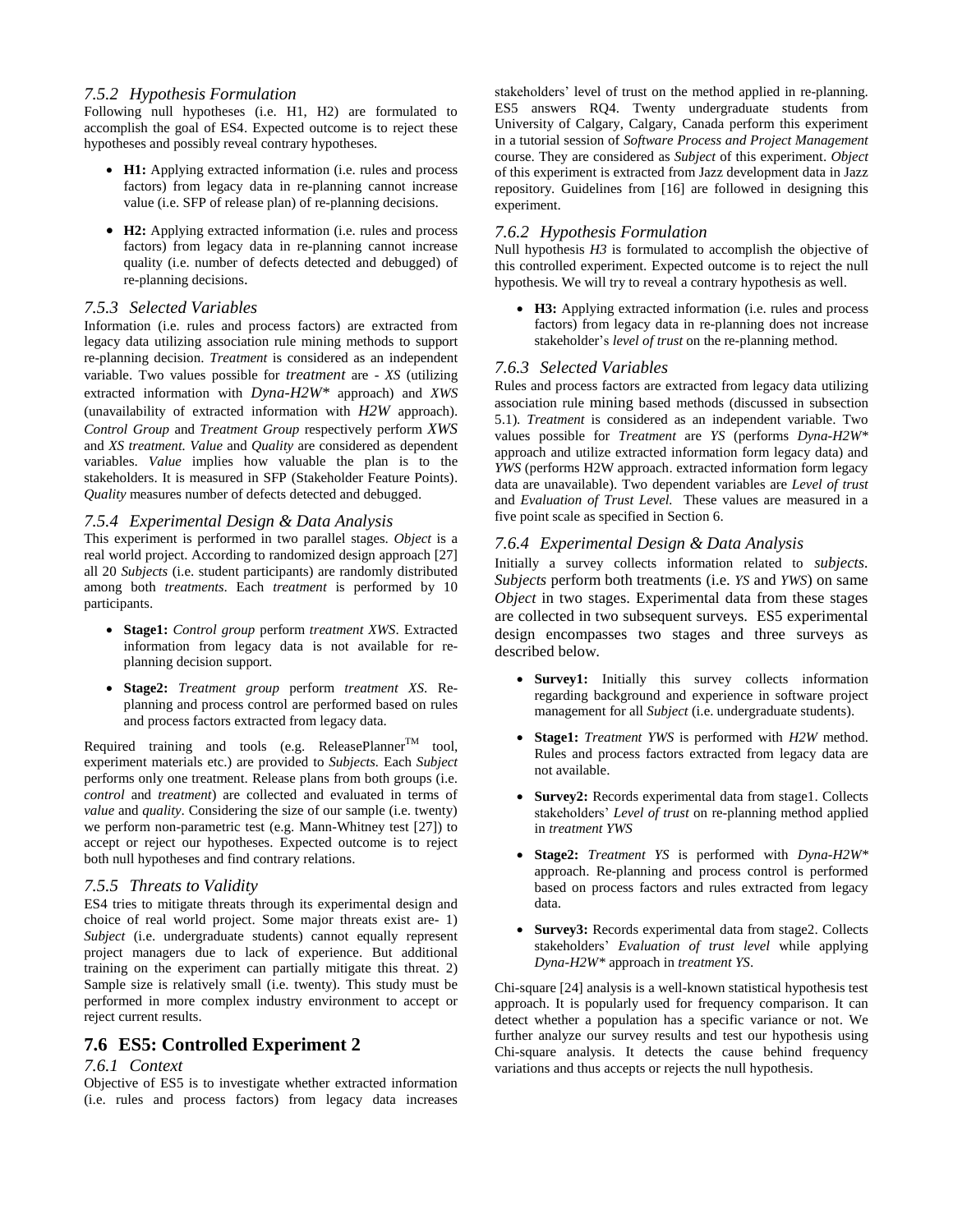### 7.5.2 Hypothesis Formulation

Following null hypotheses (i.e. H1, H2) are formulated to accomplish the goal of ES4. Expected outcome is to reject these hypotheses and possibly reveal contrary hypotheses.

- **H1:** Applying extracted information (i.e. rules and process factors) from legacy data in re-planning cannot increase value (i.e. SFP of release plan) of re-planning decisions.
- **H2:** Applying extracted information (i.e. rules and process factors) from legacy data in re-planning cannot increase quality (i.e. number of defects detected and debugged) of re-planning decisions.

### 7.5.3 Selected Variables

Information (i.e. rules and process factors) are extracted from legacy data utilizing association rule mining methods to support re-planning decision. *Treatment* is considered as an independent variable. Two values possible for *treatment* are - *XS* (utilizing extracted information with *Dyna-H2W\** approach) and *XWS* (unavailability of extracted information with *H2W* approach). *Control Group* and *Treatment Group* respectively perform *XWS* and *XS treatment. Value* and *Quality* are considered as dependent variables. *Value* implies how valuable the plan is to the stakeholders. It is measured in SFP (Stakeholder Feature Points). *Quality* measures number of defects detected and debugged.

### 7.5.4 Experimental Design & Data Analysis

This experiment is performed in two parallel stages. *Object* is a real world project. According to randomized design approach [27] all 20 *Subjects* (i.e. student participants) are randomly distributed among both *treatments*. Each *treatment* is performed by 10 participants.

- **Stage1:** *Control group* perform *treatment XWS*. Extracted information from legacy data is not available for re-planning decision support.
- **Stage2:** *Treatment group* perform *treatment XS*. Re-planning and process control are performed based on rules and process factors extracted from legacy data.

Required training and tools (e.g. ReleasePlanner™ tool, experiment materials etc.) are provided to *Subjects*. Each *Subject* performs only one treatment. Release plans from both groups (i.e. *control* and *treatment*) are collected and evaluated in terms of *value* and *quality*. Considering the size of our sample (i.e. twenty) we perform non-parametric test (e.g. Mann-Whitney test [27]) to accept or reject our hypotheses. Expected outcome is to reject both null hypotheses and find contrary relations.

### 7.5.5 Threats to Validity

ES4 tries to mitigate threats through its experimental design and choice of real world project. Some major threats exist are- 1) *Subject* (i.e. undergraduate students) cannot equally represent project managers due to lack of experience. But additional training on the experiment can partially mitigate this threat. 2) Sample size is relatively small (i.e. twenty). This study must be performed in more complex industry environment to accept or reject current results.

## 7.6 ES5: Controlled Experiment 2

### 7.6.1 Context

Objective of ES5 is to investigate whether extracted information (i.e. rules and process factors) from legacy data increases stakeholders' level of trust on the method applied in re-planning. ES5 answers RQ4. Twenty undergraduate students from University of Calgary, Calgary, Canada perform this experiment in a tutorial session of *Software Process and Project Management* course. They are considered as *Subject* of this experiment. *Object* of this experiment is extracted from Jazz development data in Jazz repository. Guidelines from [16] are followed in designing this experiment.

### 7.6.2 Hypothesis Formulation

Null hypothesis *H3* is formulated to accomplish the objective of this controlled experiment. Expected outcome is to reject the null hypothesis. We will try to reveal a contrary hypothesis as well.

- **H3:** Applying extracted information (i.e. rules and process factors) from legacy data in re-planning does not increase stakeholder's *level of trust* on the re-planning method.

### 7.6.3 Selected Variables

Rules and process factors are extracted from legacy data utilizing association rule mining based methods (discussed in subsection 5.1). *Treatment* is considered as an independent variable. Two values possible for *Treatment* are *YS* (performs *Dyna-H2W\** approach and utilize extracted information form legacy data) and *YWS* (performs H2W approach. extracted information form legacy data are unavailable). Two dependent variables are *Level of trust* and *Evaluation of Trust Level.* These values are measured in a five point scale as specified in Section 6.

### 7.6.4 Experimental Design & Data Analysis

Initially a survey collects information related to *subjects*. *Subjects* perform both treatments (i.e. *YS* and *YWS*) on same *Object* in two stages. Experimental data from these stages are collected in two subsequent surveys. ES5 experimental design encompasses two stages and three surveys as described below.

- **Survey1:** Initially this survey collects information regarding background and experience in software project management for all *Subject* (i.e. undergraduate students).
- **Stage1:** *Treatment YWS* is performed with *H2W* method. Rules and process factors extracted from legacy data are not available.
- **Survey2:** Records experimental data from stage1. Collects stakeholders' *Level of trust* on re-planning method applied in *treatment YWS*
- **Stage2:** *Treatment YS* is performed with *Dyna-H2W\** approach. Re-planning and process control is performed based on process factors and rules extracted from legacy data.
- **Survey3:** Records experimental data from stage2. Collects stakeholders' *Evaluation of trust level* while applying *Dyna-H2W\** approach in *treatment YS*.

Chi-square [24] analysis is a well-known statistical hypothesis test approach. It is popularly used for frequency comparison. It can detect whether a population has a specific variance or not. We further analyze our survey results and test our hypothesis using Chi-square analysis. It detects the cause behind frequency variations and thus accepts or rejects the null hypothesis.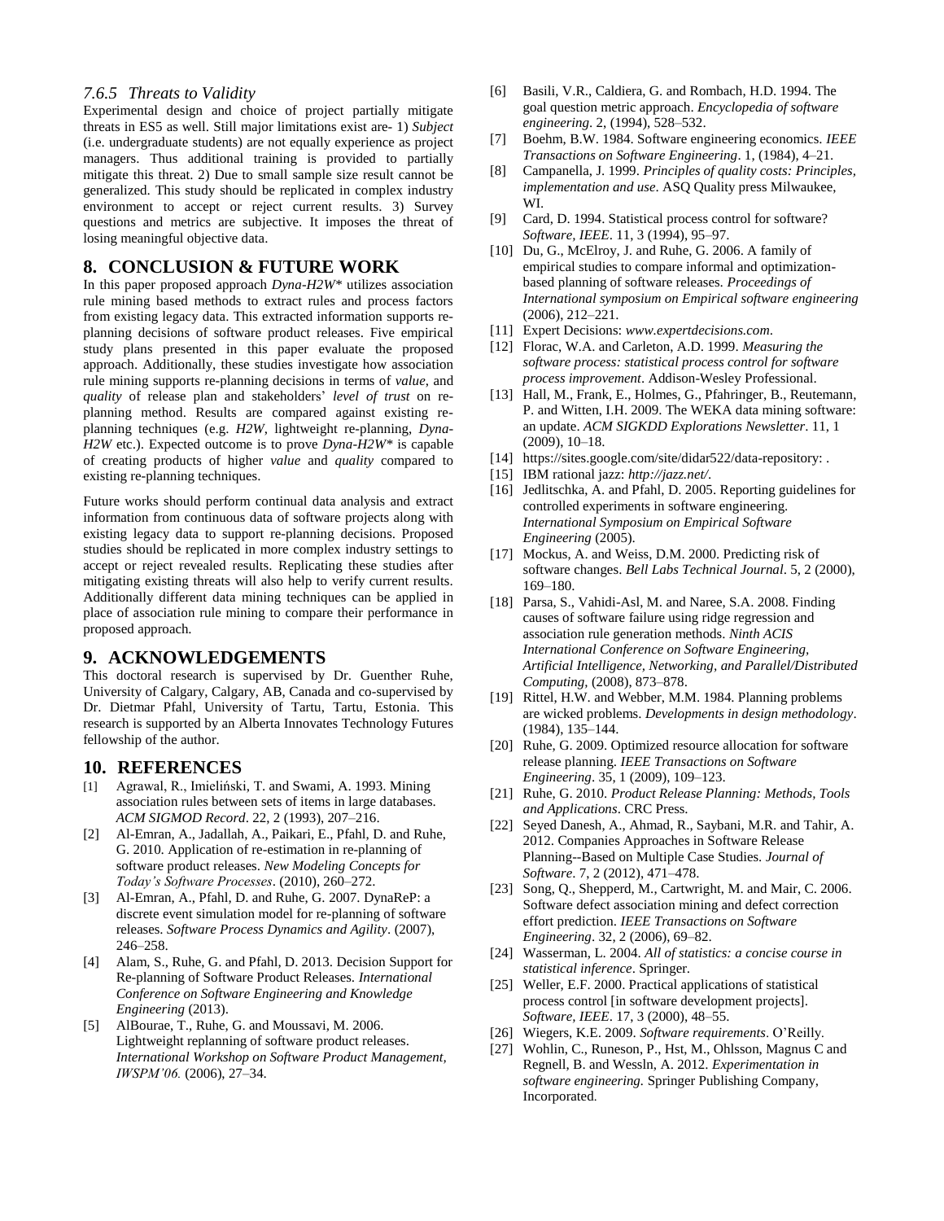### *7.6.5 Threats to Validity*

Experimental design and choice of project partially mitigate threats in ES5 as well. Still major limitations exist are- 1) *Subject* (i.e. undergraduate students) are not equally experience as project managers. Thus additional training is provided to partially mitigate this threat. 2) Due to small sample size result cannot be generalized. This study should be replicated in complex industry environment to accept or reject current results. 3) Survey questions and metrics are subjective. It imposes the threat of losing meaningful objective data.

## 8. CONCLUSION & FUTURE WORK

In this paper proposed approach *Dyna-H2W\** utilizes association rule mining based methods to extract rules and process factors from existing legacy data. This extracted information supports re-planning decisions of software product releases. Five empirical study plans presented in this paper evaluate the proposed approach. Additionally, these studies investigate how association rule mining supports re-planning decisions in terms of *value*, and *quality* of release plan and stakeholders' *level of trust* on re-planning method. Results are compared against existing re-planning techniques (e.g. *H2W*, lightweight re-planning, *Dyna-H2W* etc.). Expected outcome is to prove *Dyna-H2W\** is capable of creating products of higher *value* and *quality* compared to existing re-planning techniques.

Future works should perform continual data analysis and extract information from continuous data of software projects along with existing legacy data to support re-planning decisions. Proposed studies should be replicated in more complex industry settings to accept or reject revealed results. Replicating these studies after mitigating existing threats will also help to verify current results. Additionally different data mining techniques can be applied in place of association rule mining to compare their performance in proposed approach.

## 9. ACKNOWLEDGEMENTS

This doctoral research is supervised by Dr. Guenther Ruhe, University of Calgary, Calgary, AB, Canada and co-supervised by Dr. Dietmar Pfahl, University of Tartu, Tartu, Estonia. This research is supported by an Alberta Innovates Technology Futures fellowship of the author.

## 10. REFERENCES

[1] Agrawal, R., Imieliński, T. and Swami, A. 1993. Mining association rules between sets of items in large databases. *ACM SIGMOD Record*. 22, 2 (1993), 207–216.

[2] Al-Emran, A., Jadallah, A., Paikari, E., Pfahl, D. and Ruhe, G. 2010. Application of re-estimation in re-planning of software product releases. *New Modeling Concepts for Today's Software Processes*. (2010), 260–272.

[3] Al-Emran, A., Pfahl, D. and Ruhe, G. 2007. DynaReP: a discrete event simulation model for re-planning of software releases. *Software Process Dynamics and Agility*. (2007), 246–258.

[4] Alam, S., Ruhe, G. and Pfahl, D. 2013. Decision Support for Re-planning of Software Product Releases. *International Conference on Software Engineering and Knowledge Engineering* (2013).

[5] AlBourae, T., Ruhe, G. and Moussavi, M. 2006. Lightweight replanning of software product releases. *International Workshop on Software Product Management, IWSPM'06.* (2006), 27–34.

[6] Basili, V.R., Caldiera, G. and Rombach, H.D. 1994. The goal question metric approach. *Encyclopedia of software engineering*. 2, (1994), 528–532.

[7] Boehm, B.W. 1984. Software engineering economics. *IEEE Transactions on Software Engineering*. 1, (1984), 4–21.

[8] Campanella, J. 1999. *Principles of quality costs: Principles, implementation and use*. ASQ Quality press Milwaukee, WI.

[9] Card, D. 1994. Statistical process control for software? *Software, IEEE*. 11, 3 (1994), 95–97.

[10] Du, G., McElroy, J. and Ruhe, G. 2006. A family of empirical studies to compare informal and optimization-based planning of software releases. *Proceedings of International symposium on Empirical software engineering* (2006), 212–221.

[11] Expert Decisions: *www.expertdecisions.com*.

[12] Florac, W.A. and Carleton, A.D. 1999. *Measuring the software process: statistical process control for software process improvement*. Addison-Wesley Professional.

[13] Hall, M., Frank, E., Holmes, G., Pfahringer, B., Reutemann, P. and Witten, I.H. 2009. The WEKA data mining software: an update. *ACM SIGKDD Explorations Newsletter*. 11, 1 (2009), 10–18.

[14] https://sites.google.com/site/didar522/data-repository: .

[15] IBM rational jazz: *http://jazz.net/*.

[16] Jedlitschka, A. and Pfahl, D. 2005. Reporting guidelines for controlled experiments in software engineering. *International Symposium on Empirical Software Engineering* (2005).

[17] Mockus, A. and Weiss, D.M. 2000. Predicting risk of software changes. *Bell Labs Technical Journal*. 5, 2 (2000), 169–180.

[18] Parsa, S., Vahidi-Asl, M. and Naree, S.A. 2008. Finding causes of software failure using ridge regression and association rule generation methods. *Ninth ACIS International Conference on Software Engineering, Artificial Intelligence, Networking, and Parallel/Distributed Computing*, (2008), 873–878.

[19] Rittel, H.W. and Webber, M.M. 1984. Planning problems are wicked problems. *Developments in design methodology*. (1984), 135–144.

[20] Ruhe, G. 2009. Optimized resource allocation for software release planning. *IEEE Transactions on Software Engineering*. 35, 1 (2009), 109–123.

[21] Ruhe, G. 2010. *Product Release Planning: Methods, Tools and Applications*. CRC Press.

[22] Seyed Danesh, A., Ahmad, R., Saybani, M.R. and Tahir, A. 2012. Companies Approaches in Software Release Planning--Based on Multiple Case Studies. *Journal of Software*. 7, 2 (2012), 471–478.

[23] Song, Q., Shepperd, M., Cartwright, M. and Mair, C. 2006. Software defect association mining and defect correction effort prediction. *IEEE Transactions on Software Engineering*. 32, 2 (2006), 69–82.

[24] Wasserman, L. 2004. *All of statistics: a concise course in statistical inference*. Springer.

[25] Weller, E.F. 2000. Practical applications of statistical process control [in software development projects]. *Software, IEEE*. 17, 3 (2000), 48–55.

[26] Wiegers, K.E. 2009. *Software requirements*. O'Reilly.

[27] Wohlin, C., Runeson, P., Hst, M., Ohlsson, Magnus C and Regnell, B. and Wessln, A. 2012. *Experimentation in software engineering.* Springer Publishing Company, Incorporated.